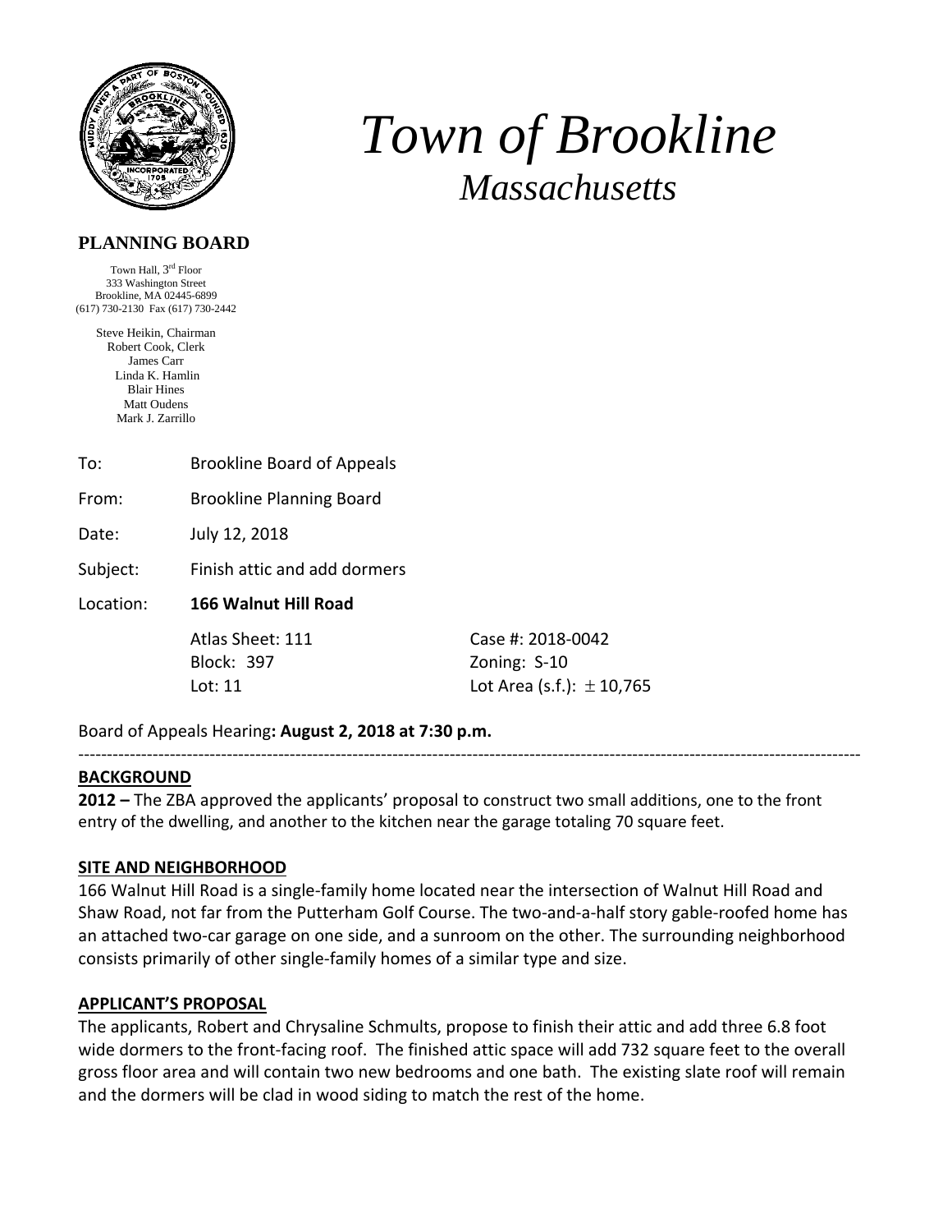# *Town of Brookline*
## *Massachusetts*

**PLANNING BOARD**

Town Hall, 3rd Floor
333 Washington Street
Brookline, MA 02445-6899
(617) 730-2130 Fax (617) 730-2442

Steve Heikin, Chairman
Robert Cook, Clerk
James Carr
Linda K. Hamlin
Blair Hines
Matt Oudens
Mark J. Zarrillo

To: Brookline Board of Appeals

From: Brookline Planning Board

Date: July 12, 2018

Subject: Finish attic and add dormers

Location: **166 Walnut Hill Road**

| | |
|---|---|
| Atlas Sheet: 111 | Case #: 2018-0042 |
| Block: 397 | Zoning: S-10 |
| Lot: 11 | Lot Area (s.f.): $\pm$10,765 |

Board of Appeals Hearing**: August 2, 2018 at 7:30 p.m.**

---

**BACKGROUND**

**2012 –** The ZBA approved the applicants' proposal to construct two small additions, one to the front entry of the dwelling, and another to the kitchen near the garage totaling 70 square feet.

**SITE AND NEIGHBORHOOD**

166 Walnut Hill Road is a single-family home located near the intersection of Walnut Hill Road and Shaw Road, not far from the Putterham Golf Course. The two-and-a-half story gable-roofed home has an attached two-car garage on one side, and a sunroom on the other. The surrounding neighborhood consists primarily of other single-family homes of a similar type and size.

**APPLICANT'S PROPOSAL**

The applicants, Robert and Chrysaline Schmults, propose to finish their attic and add three 6.8 foot wide dormers to the front-facing roof. The finished attic space will add 732 square feet to the overall gross floor area and will contain two new bedrooms and one bath. The existing slate roof will remain and the dormers will be clad in wood siding to match the rest of the home.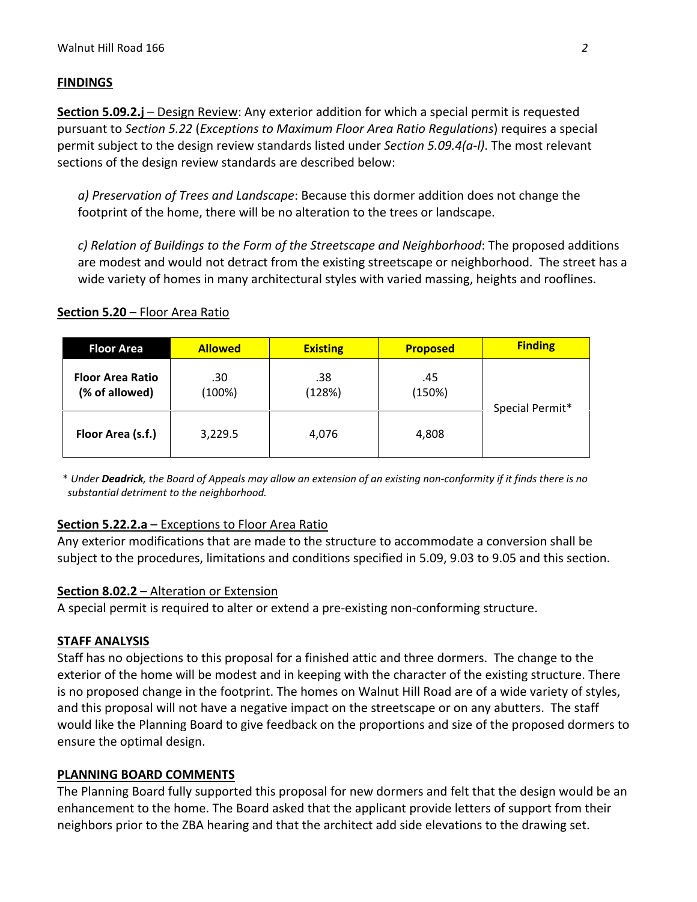**FINDINGS**

**Section 5.09.2.j** – Design Review: Any exterior addition for which a special permit is requested pursuant to *Section 5.22* (*Exceptions to Maximum Floor Area Ratio Regulations*) requires a special permit subject to the design review standards listed under *Section 5.09.4(a-l)*. The most relevant sections of the design review standards are described below:

> *a) Preservation of Trees and Landscape*: Because this dormer addition does not change the footprint of the home, there will be no alteration to the trees or landscape.
>
> *c) Relation of Buildings to the Form of the Streetscape and Neighborhood*: The proposed additions are modest and would not detract from the existing streetscape or neighborhood. The street has a wide variety of homes in many architectural styles with varied massing, heights and rooflines.

**Section 5.20** – Floor Area Ratio

| Floor Area | Allowed | Existing | Proposed | Finding |
|---|---|---|---|---|
| **Floor Area Ratio (% of allowed)** | .30 (100%) | .38 (128%) | .45 (150%) | Special Permit* |
| **Floor Area (s.f.)** | 3,229.5 | 4,076 | 4,808 | |

\* *Under **Deadrick**, the Board of Appeals may allow an extension of an existing non-conformity if it finds there is no substantial detriment to the neighborhood.*

**Section 5.22.2.a** – Exceptions to Floor Area Ratio

Any exterior modifications that are made to the structure to accommodate a conversion shall be subject to the procedures, limitations and conditions specified in 5.09, 9.03 to 9.05 and this section.

**Section 8.02.2** – Alteration or Extension

A special permit is required to alter or extend a pre-existing non-conforming structure.

**STAFF ANALYSIS**

Staff has no objections to this proposal for a finished attic and three dormers. The change to the exterior of the home will be modest and in keeping with the character of the existing structure. There is no proposed change in the footprint. The homes on Walnut Hill Road are of a wide variety of styles, and this proposal will not have a negative impact on the streetscape or on any abutters. The staff would like the Planning Board to give feedback on the proportions and size of the proposed dormers to ensure the optimal design.

**PLANNING BOARD COMMENTS**

The Planning Board fully supported this proposal for new dormers and felt that the design would be an enhancement to the home. The Board asked that the applicant provide letters of support from their neighbors prior to the ZBA hearing and that the architect add side elevations to the drawing set.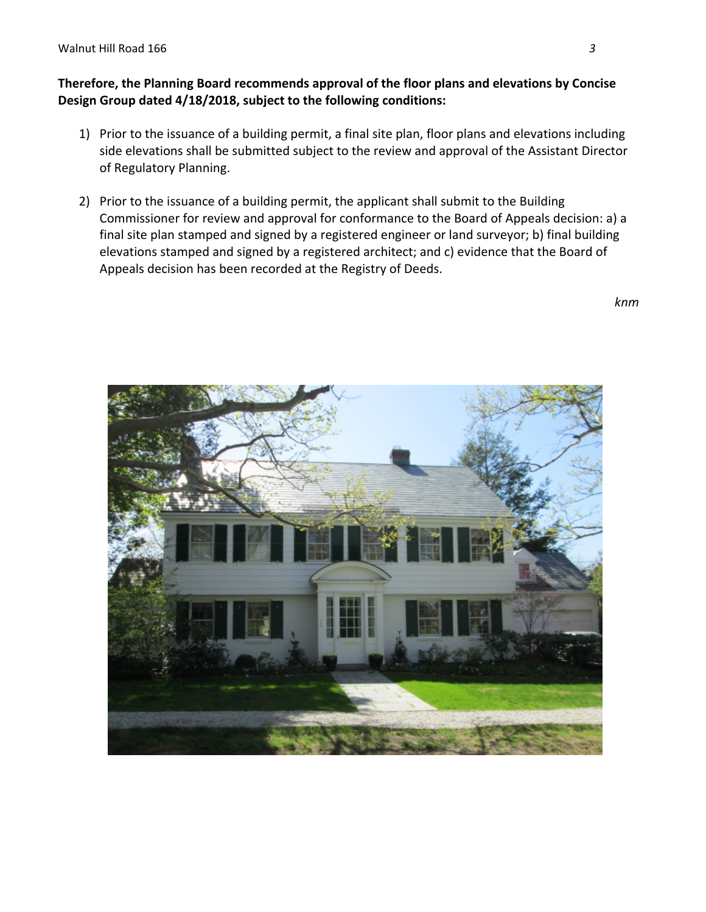**Therefore, the Planning Board recommends approval of the floor plans and elevations by Concise Design Group dated 4/18/2018, subject to the following conditions:**

1) Prior to the issuance of a building permit, a final site plan, floor plans and elevations including side elevations shall be submitted subject to the review and approval of the Assistant Director of Regulatory Planning.

2) Prior to the issuance of a building permit, the applicant shall submit to the Building Commissioner for review and approval for conformance to the Board of Appeals decision: a) a final site plan stamped and signed by a registered engineer or land surveyor; b) final building elevations stamped and signed by a registered architect; and c) evidence that the Board of Appeals decision has been recorded at the Registry of Deeds.

*knm*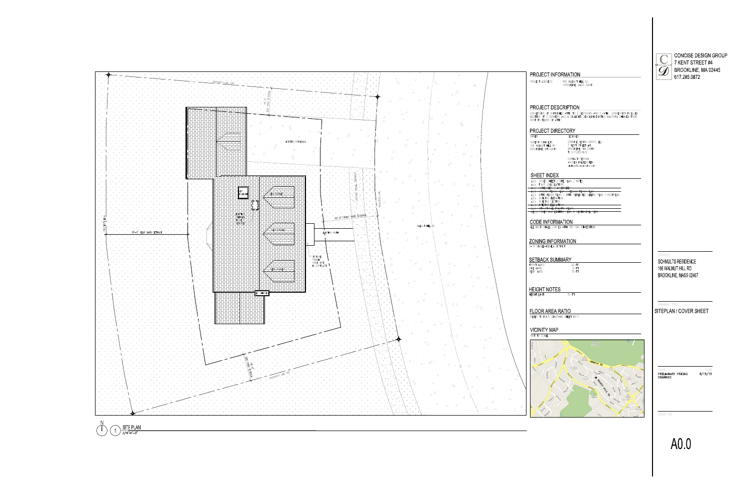CONCISE DESIGN GROUP
7 KENT STREET #4
BROOKLINE, MA 02445
617.285.0872

## PROJECT INFORMATION

PROJECT ADDRESS: 166 WALNUT HILL RD
BROOKLINE, MASS 02467

## PROJECT DESCRIPTION

CONVERSION OF UNFINISHED ATTIC TO 2 BEDROOMS AND 1 BATH. CONVERSION INCLUDES ADDITION OF 3 DORMERS AND A SKYLIGHT. DEMOLISH EXISTING MASONRY CHIMNEY FROM ROOF TO FLOOR OF ATTIC.

## PROJECT DIRECTORY

| OWNER: | DESIGNER: |
|---|---|
| ROBERT SCHMULTS<br>166 WALNUT HILL RD<br>BROOKLINE, MA 02467 | CONCISE DESIGN GROUP, LLC<br>7 KENT STREET #4<br>BROOKLINE, MA 02445<br>T. 617.285.0872<br><br>CONTACT PERSON:<br>ANDREW FALCONIERI<br>andrew@concisedg.com |

## SHEET INDEX

A0.0 COVER SHEET / SITE PLAN / NOTES
A0.1 F.A.R. CALCULATIONS
~~A1.0 DEMOLITION PLAN~~
~~A2.0 GROUND FLOOR PLAN / SECOND FLOOR PLAN~~
A2.1 ATTIC FLOOR PLAN / ATTIC REFLECTED CEILING PLAN / ROOF PLAN
A3.0 BUILDING ELEVATION
A3.1 BUILDING SECTION
~~A4.0 INTERIOR ELEVATIONS~~
~~S1.0 STRUCTURAL FRAMING PLAN~~
~~ME1.0 POWER AND LIGHTING PLAN & MECHANICAL PLAN~~

## CODE INFORMATION

ALL WORK SHALL COMPLY WITH 780 CMR 8TH EDITION

## ZONING INFORMATION

S-10 SINGLE-FAMILY DISTRICT

## SETBACK SUMMARY

| | |
|---|---|
| FRONT YARD: | 20 FT |
| SIDE YARD: | 10 FT |
| REAR YARD: | 10 FT |

## HEIGHT NOTES

HEIGHT LIMIT: 35 FT

## FLOOR AREA RATIO

(REFER TO F.A.R. DIAGRAMS SHEET A0.1)

## VICINITY MAP

NOT TO SCALE

1 SITE PLAN
3/16"=1'-0"

PROPERTY LINE 100'
10'-0" SIDE YARD SETBACK
EXISTING DRIVEWAY
EXISTING CHIMNEY TO BE REMOVED
NEW DORMER
NEW DORMER
NEW DORMER
NEW SKYLIGHT
20'-0" FRONT YARD SETBACK
EXISTING PATH
EXISTING PORCH (ROOF NOT IN CONTRACT)
30'-0" REAR YARD SETBACK
PROPERTY LINE
EXISTING SIDEWALK
PROPERTY LINE
WALNUT HILL RD
10'-0" SIDE YARD SETBACK
PROPERTY LINE 150'

PROJECT:
SCHMULTS RESIDENCE
166 WALNUT HILL RD
BROOKLINE, MASS 02467

DRAWING TITLE:
SITEPLAN / COVER SHEET

| ISSUE: | DATE: |
|---|---|
| PRELIMINARY PRICING DRAWINGS | 4/15/18 |

SHEET NO.:
A0.0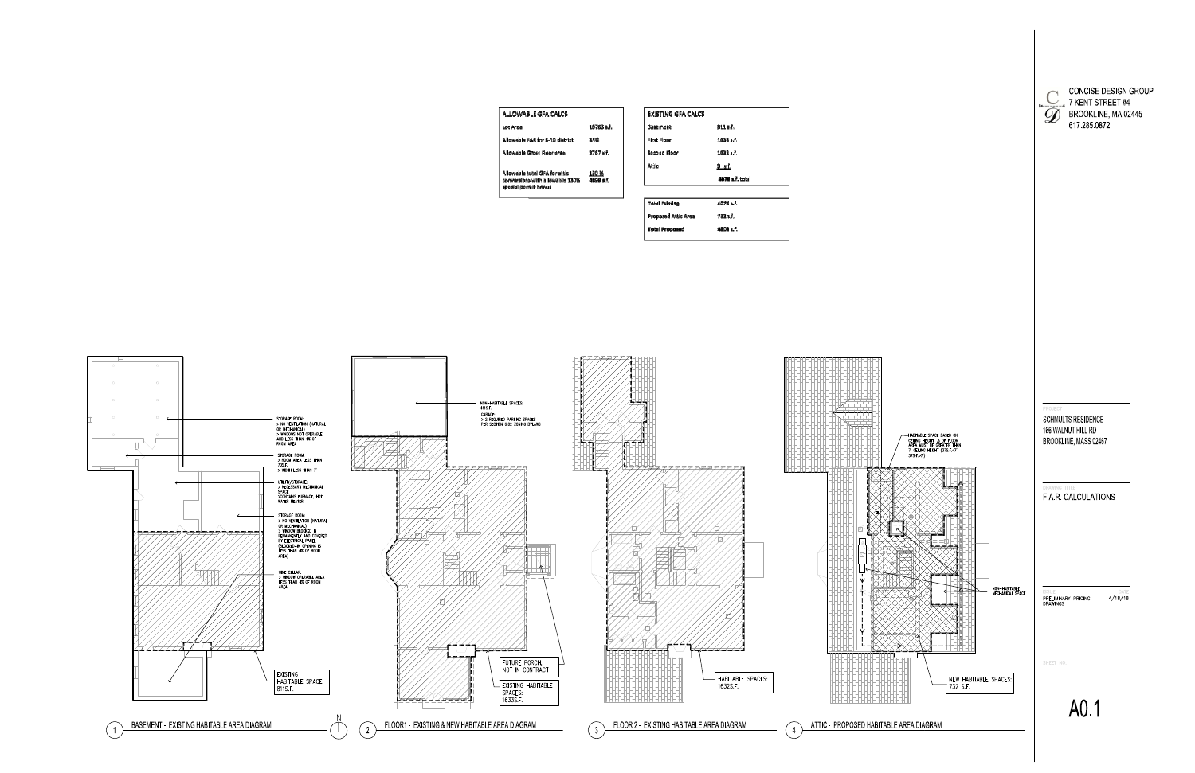## ALLOWABLE GFA CALCS

| | |
|---|---|
| Lot Area | 10763 s.f. |
| Allowable FAR for S-10 district | 35% |
| Allowable Gross Floor area | 3767 s.f. |
| Allowable total GFA for attic conversions with allowable 130% special permit bonus | 130 %<br>4898 s.f. |

## EXISTING GFA CALCS

| | |
|---|---|
| Basement | 811 s.f. |
| First Floor | 1633 s.f. |
| Second Floor | 1632 s.f. |
| Attic | 0 s.f. |
| | 4076 s.f. total |

| | |
|---|---|
| Total Existing | 4076 s.f. |
| Proposed Attic Area | 732 s.f. |
| Total Proposed | 4808 s.f. |

STORAGE ROOM:
> NO VENTILATION (NATURAL OR MECHANICAL)
> WINDOWS NOT OPERABLE AND LESS THAN 4% OF ROOM AREA

STORAGE ROOM:
> ROOM AREA LESS THAN 70S.F.
> WIDTH LESS THAN 7'

UTILITY/STORAGE:
> NECESSARY MECHANICAL SPACE
> CONTAINS FURNACE, HOT WATER HEATER

STORAGE ROOM:
> NO VENTILATION (NATURAL OR MECHANICAL)
> WINDOW BLOCKED IN PERMANENTLY AND COVERED BY ELECTRICAL PANEL (BLOCKED-IN OPENING IS LESS THAN 4% OF ROOM AREA)

WINE CELLAR:
> WINDOW OPERABLE AREA LESS THAN 4% OF ROOM AREA

EXISTING HABITABLE SPACE: 811S.F.

NON-HABITABLE SPACES: 411S.F.
GARAGE:
> 2 REQUIRED PARKING SPACES PER SECTION 6.02 ZONING BYLAWS

FUTURE PORCH, NOT IN CONTRACT

EXISTING HABITABLE SPACES: 1633S.F.

HABITABLE SPACES: 1632S.F.

HABITABLE SPACE BASED ON CEILING HEIGHT. ⅓ OF FLOOR AREA MUST BE GREATER THAN 7' CEILING HEIGHT (375 F.<7' 375 F.>7')

NON-HABITABLE MECHANICAL SPACE

NEW HABITABLE SPACES: 732 S.F.

1 BASEMENT - EXISTING HABITABLE AREA DIAGRAM

N

2 FLOOR1 - EXISTING & NEW HABITABLE AREA DIAGRAM

3 FLOOR 2 - EXISTING HABITABLE AREA DIAGRAM

4 ATTIC - PROPOSED HABITABLE AREA DIAGRAM

CONCISE DESIGN GROUP
7 KENT STREET #4
BROOKLINE, MA 02445
617.285.0872

PROJECT
SCHMULTS RESIDENCE
186 WALNUT HILL RD
BROOKLINE, MASS 02467

DRAWING TITLE
F.A.R. CALCULATIONS

PRELIMINARY PRICING DRAWINGS 4/18/18

SHEET NO.
A0.1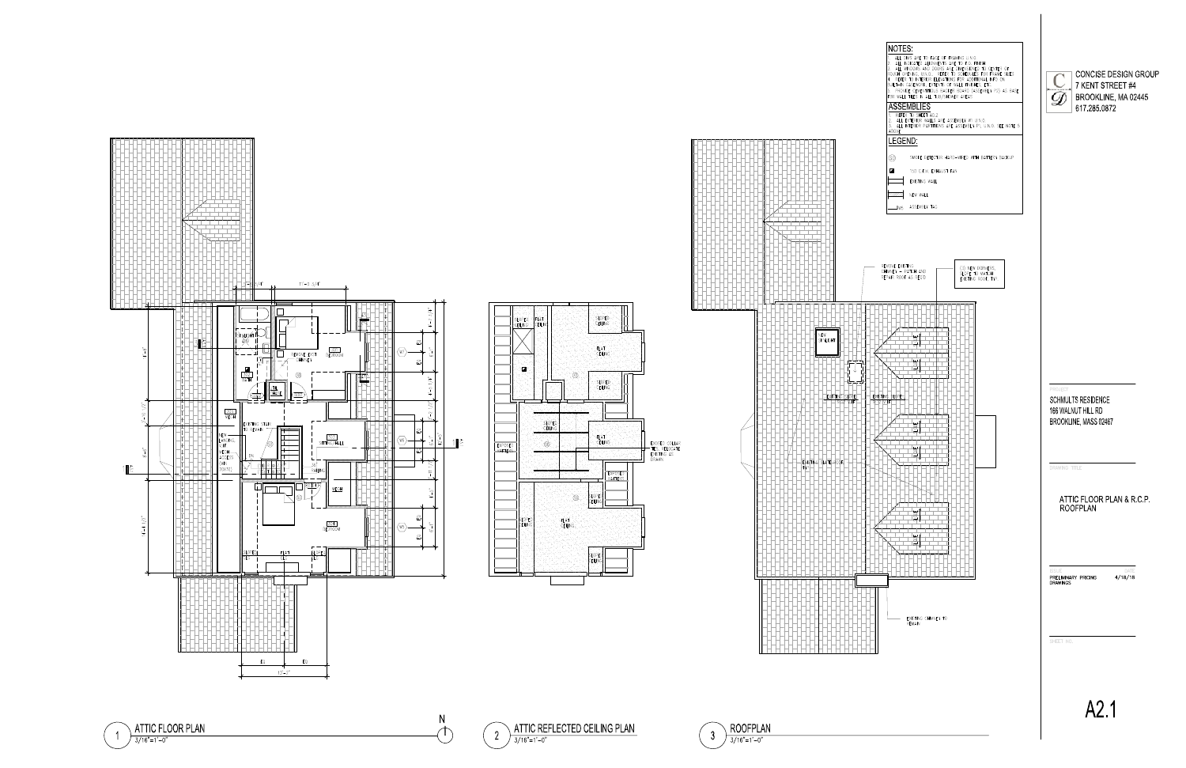## NOTES:

1. ALL DIMS ARE TO FACE OF FRAMING U.N.O.
2. ALL INTERIOR ALIGNMENTS ARE TO F.O. FINISH
3. ALL WINDOWS AND DOORS ARE DIMENSIONED TO CENTER OF ROUGH OPENING, U.N.O. REFER TO SCHEDULES FOR FRAME SIZES
4. REFER TO INTERIOR ELEVATIONS FOR ADDITIONAL INFO ON BUILT-IN CASEWORK, EXTENT OF WALL FINISHES, ETC.
5. PROVIDE CEMENTITIOUS BACKER BOARD ASSEMBLY TO ACT AS BASE FOR ALL TILE IN ALL BATHROOMS AREAS

## ASSEMBLIES

1. REFER TO SHEET A5.2
2. ALL EXTERIOR WALLS ARE ASSEMBLY W1 U.N.O.
3. ALL INTERIOR PARTITIONS ARE ASSEMBLY P1, U.N.O. SEE NOTE 5 ABOVE

## LEGEND:

- SMOKE DETECTOR HARD-WIRED WITH BATTERY BACKUP
- 150 CFM EXHAUST FAN
- EXISTING WALL
- NEW WALL
- ASSEMBLY TAG

CONCISE DESIGN GROUP
7 KENT STREET #4
BROOKLINE, MA 02445
617.285.0872

SCHMULTS RESIDENCE
166 WALNUT HILL RD
BROOKLINE, MASS 02467

DRAWING TITLE

ATTIC FLOOR PLAN & R.C.P. ROOFPLAN

ISSUE: PRELIMINARY PRICING DRAWINGS — DATE: 4/18/18

SHEET NO.

A2.1

1 ATTIC FLOOR PLAN 3/16"=1'-0"

2 ATTIC REFLECTED CEILING PLAN 3/16"=1'-0"

3 ROOFPLAN 3/16"=1'-0"

REMOVE EXISTING CHIMNEY - PATCH AND REPAIR ROOF AS REQ'D

(3) NEW DORMERS, SLOPE TO MATCH EXISTING ROOF, TYP.

EXISTING CHIMNEY TO REMAIN

NEW SKYLIGHT

EXISTING RIDGE

EXISTING COLLAR TIES, RELOCATE EXISTING AS SHOWN

NEW BEDROOM

NEW SITTING AREA

NEW BATHROOM

REMOVE EXISTING CHIMNEY

EXISTING STAIR TO REMAIN

SLOPED CEILING

FLAT CEILING

EXISTING DORMER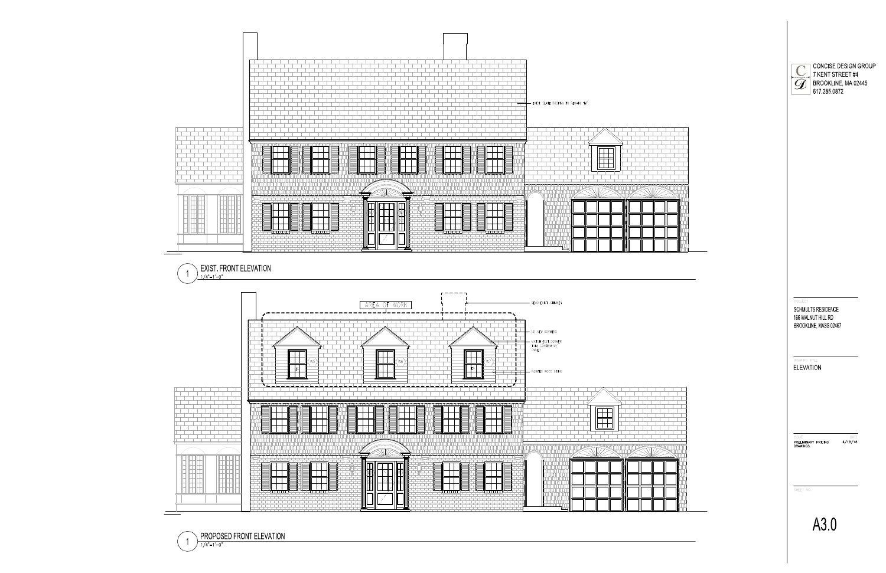EXIST. SLATE ROOFING TO REMAIN, TYP.

1 EXIST. FRONT ELEVATION
1/4"=1'-0"

AREA OF WORK

DEMO EXIST. CHIMNEY

(3) NEW DORMERS

MATCH EXIST. DORMER TRIM, CONFIRM W/ OWNER

PAINTED WOOD SIDING

W5 W6 W7

1 PROPOSED FRONT ELEVATION
1/4"=1'-0"

CONCISE DESIGN GROUP
7 KENT STREET #4
BROOKLINE, MA 02445
617.265.0872

PROJECT
SCHMULTS RESIDENCE
166 WALNUT HILL RD
BROOKLINE, MASS 02467

DRAWING TITLE
ELEVATION

ISSUE
PRELIMINARY PRICING DRAWINGS

DATE
4/18/18

SHEET NO.
A3.0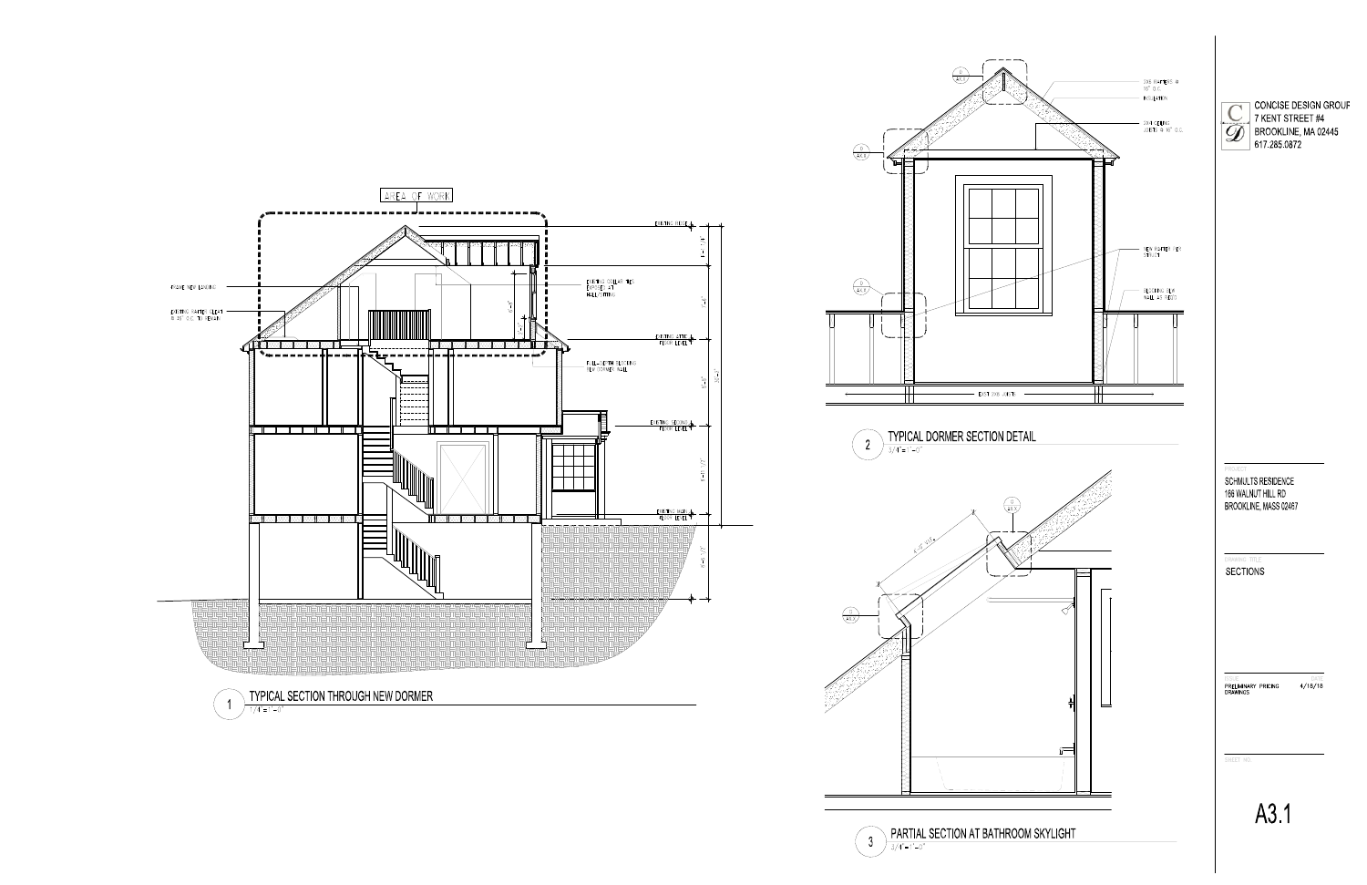AREA OF WORK

FRAME NEW LANDING

EXISTING RAFTERS LEFT @ 20" O.C. TO REMAIN

EXISTING COLLAR TIES EXPOSED AT NEW CEILING

EXISTING RIDGE

EXISTING ATTIC FLOOR LEVEL

FULL-DEPTH BLOCKING NEW DORMER WALL

EXISTING SECOND FLOOR LEVEL

EXISTING MAIN FLOOR LEVEL

1 TYPICAL SECTION THROUGH NEW DORMER
1/4"=1'-0"

2X6 RAFTERS @ 16" O.C.

INSULATION

2X6 CEILING JOISTS @ 16" O.C.

NEW RAFTER, SEE STRUCT.

EXISTING SEM. WALL AT ROOF

EXIST 2X8 JOISTS

2 TYPICAL DORMER SECTION DETAIL
3/4"=1'-0"

3 PARTIAL SECTION AT BATHROOM SKYLIGHT
3/4"=1'-0"

CONCISE DESIGN GROUP
7 KENT STREET #4
BROOKLINE, MA 02445
617.285.0872

PROJECT
SCHMULTS RESIDENCE
166 WALNUT HILL RD
BROOKLINE, MASS 02467

DRAWING TITLE
SECTIONS

PRELIMINARY PRICING DRAWINGS 4/15/16

SHEET NO.
A3.1